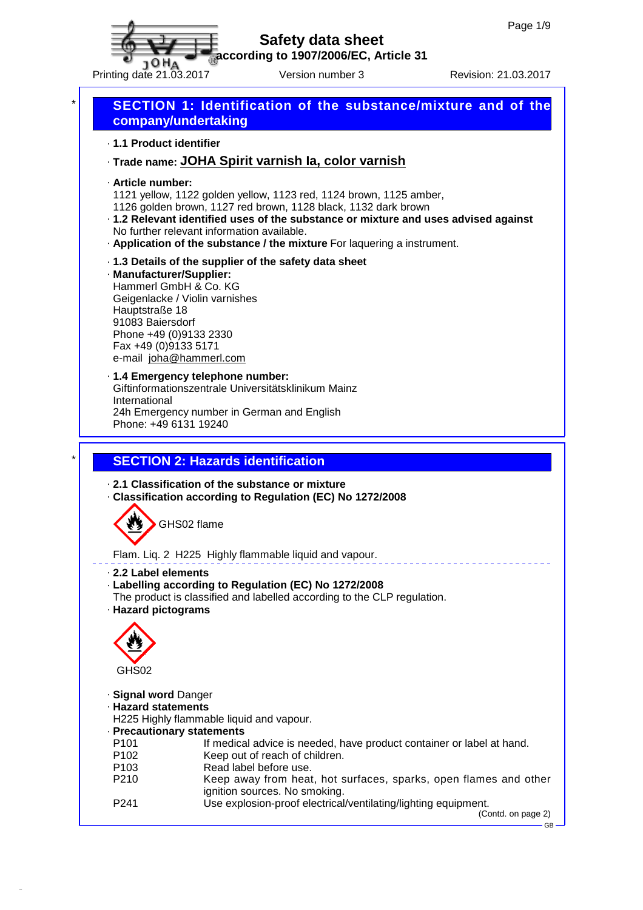# Safety data sheet

**according to 1907/2006/EC, Article 31**

Printing date 21.03.2017 Version number 3 Revision: 21.03.2017

## SECTION 1: Identification of the substance/mixture and of the company/undertaking

· **1.1 Product identifier**

· **Trade name: JOHA Spirit varnish Ia, color varnish**

· **Article number:**
1121 yellow, 1122 golden yellow, 1123 red, 1124 brown, 1125 amber,
1126 golden brown, 1127 red brown, 1128 black, 1132 dark brown

· **1.2 Relevant identified uses of the substance or mixture and uses advised against**
No further relevant information available.

· **Application of the substance / the mixture** For laquering a instrument.

· **1.3 Details of the supplier of the safety data sheet**

· **Manufacturer/Supplier:**
Hammerl GmbH & Co. KG
Geigenlacke / Violin varnishes
Hauptstraße 18
91083 Baiersdorf
Phone +49 (0)9133 2330
Fax +49 (0)9133 5171
e-mail joha@hammerl.com

· **1.4 Emergency telephone number:**
Giftinformationszentrale Universitätsklinikum Mainz
International
24h Emergency number in German and English
Phone: +49 6131 19240

## SECTION 2: Hazards identification

· **2.1 Classification of the substance or mixture**

· **Classification according to Regulation (EC) No 1272/2008**

GHS02 flame

Flam. Liq. 2 H225 Highly flammable liquid and vapour.

· **2.2 Label elements**

· **Labelling according to Regulation (EC) No 1272/2008**
The product is classified and labelled according to the CLP regulation.

· **Hazard pictograms**

GHS02

· **Signal word** Danger

· **Hazard statements**
H225 Highly flammable liquid and vapour.

· **Precautionary statements**

| | |
|---|---|
| P101 | If medical advice is needed, have product container or label at hand. |
| P102 | Keep out of reach of children. |
| P103 | Read label before use. |
| P210 | Keep away from heat, hot surfaces, sparks, open flames and other ignition sources. No smoking. |
| P241 | Use explosion-proof electrical/ventilating/lighting equipment. |

(Contd. on page 2)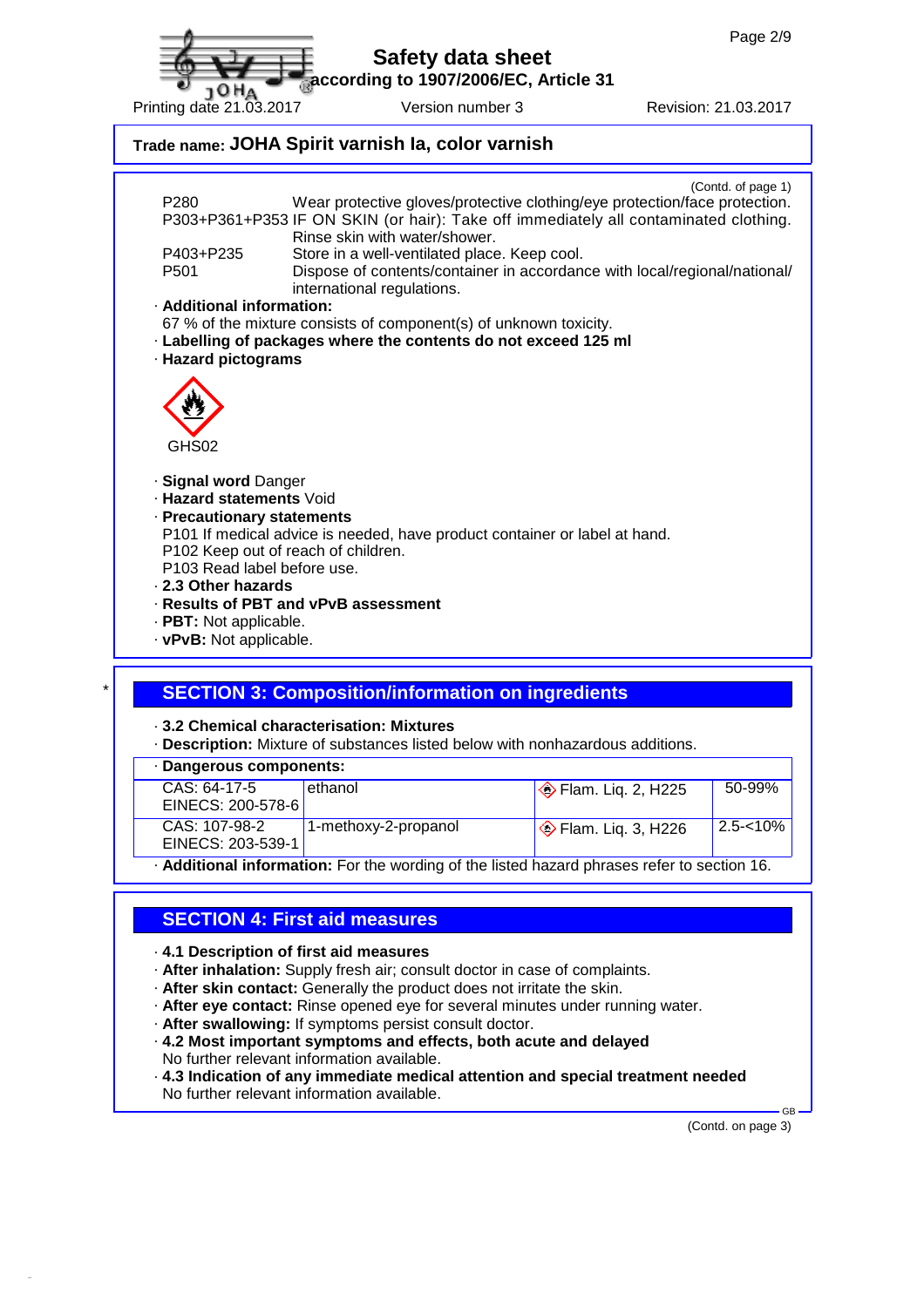**Trade name: JOHA Spirit varnish la, color varnish**

(Contd. of page 1)

P280 Wear protective gloves/protective clothing/eye protection/face protection.
P303+P361+P353 IF ON SKIN (or hair): Take off immediately all contaminated clothing. Rinse skin with water/shower.
P403+P235 Store in a well-ventilated place. Keep cool.
P501 Dispose of contents/container in accordance with local/regional/national/international regulations.

· **Additional information:**
67 % of the mixture consists of component(s) of unknown toxicity.
· **Labelling of packages where the contents do not exceed 125 ml**
· **Hazard pictograms**

GHS02

· **Signal word** Danger
· **Hazard statements** Void
· **Precautionary statements**
P101 If medical advice is needed, have product container or label at hand.
P102 Keep out of reach of children.
P103 Read label before use.
· **2.3 Other hazards**
· **Results of PBT and vPvB assessment**
· **PBT:** Not applicable.
· **vPvB:** Not applicable.

## SECTION 3: Composition/information on ingredients

· **3.2 Chemical characterisation: Mixtures**
· **Description:** Mixture of substances listed below with nonhazardous additions.

· **Dangerous components:**

| | | | |
|---|---|---|---|
| CAS: 64-17-5<br>EINECS: 200-578-6 | ethanol | Flam. Liq. 2, H225 | 50-99% |
| CAS: 107-98-2<br>EINECS: 203-539-1 | 1-methoxy-2-propanol | Flam. Liq. 3, H226 | 2.5-<10% |

· **Additional information:** For the wording of the listed hazard phrases refer to section 16.

## SECTION 4: First aid measures

· **4.1 Description of first aid measures**
· **After inhalation:** Supply fresh air; consult doctor in case of complaints.
· **After skin contact:** Generally the product does not irritate the skin.
· **After eye contact:** Rinse opened eye for several minutes under running water.
· **After swallowing:** If symptoms persist consult doctor.
· **4.2 Most important symptoms and effects, both acute and delayed**
No further relevant information available.
· **4.3 Indication of any immediate medical attention and special treatment needed**
No further relevant information available.

(Contd. on page 3)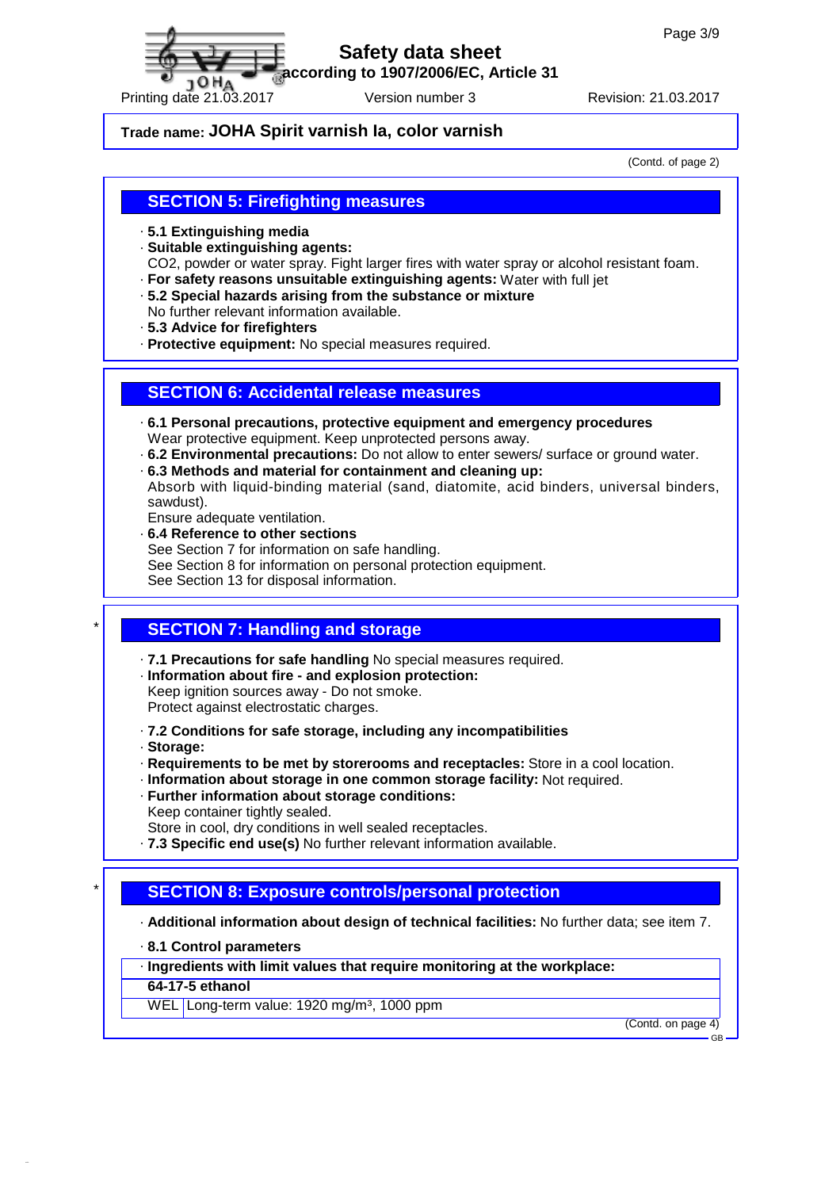Trade name: **JOHA Spirit varnish Ia, color varnish**

(Contd. of page 2)

## SECTION 5: Firefighting measures

· **5.1 Extinguishing media**
· **Suitable extinguishing agents:**
$CO_2$, powder or water spray. Fight larger fires with water spray or alcohol resistant foam.
· **For safety reasons unsuitable extinguishing agents:** Water with full jet
· **5.2 Special hazards arising from the substance or mixture**
No further relevant information available.
· **5.3 Advice for firefighters**
· **Protective equipment:** No special measures required.

## SECTION 6: Accidental release measures

· **6.1 Personal precautions, protective equipment and emergency procedures**
Wear protective equipment. Keep unprotected persons away.
· **6.2 Environmental precautions:** Do not allow to enter sewers/ surface or ground water.
· **6.3 Methods and material for containment and cleaning up:**
Absorb with liquid-binding material (sand, diatomite, acid binders, universal binders, sawdust).
Ensure adequate ventilation.
· **6.4 Reference to other sections**
See Section 7 for information on safe handling.
See Section 8 for information on personal protection equipment.
See Section 13 for disposal information.

## * SECTION 7: Handling and storage

· **7.1 Precautions for safe handling** No special measures required.
· **Information about fire - and explosion protection:**
Keep ignition sources away - Do not smoke.
Protect against electrostatic charges.

· **7.2 Conditions for safe storage, including any incompatibilities**
· **Storage:**
· **Requirements to be met by storerooms and receptacles:** Store in a cool location.
· **Information about storage in one common storage facility:** Not required.
· **Further information about storage conditions:**
Keep container tightly sealed.
Store in cool, dry conditions in well sealed receptacles.
· **7.3 Specific end use(s)** No further relevant information available.

## * SECTION 8: Exposure controls/personal protection

· **Additional information about design of technical facilities:** No further data; see item 7.

· **8.1 Control parameters**

| · **Ingredients with limit values that require monitoring at the workplace:** | |
|---|---|
| **64-17-5 ethanol** | |
| WEL | Long-term value: 1920 mg/m³, 1000 ppm |

(Contd. on page 4)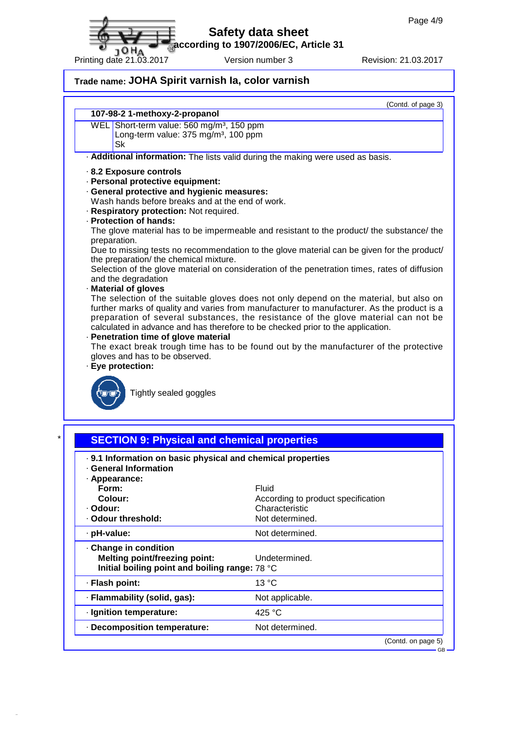Trade name: **JOHA Spirit varnish Ia, color varnish**

(Contd. of page 3)

| 107-98-2 1-methoxy-2-propanol | |
|---|---|
| WEL | Short-term value: 560 mg/m³, 150 ppm<br>Long-term value: 375 mg/m³, 100 ppm<br>Sk |

· **Additional information:** The lists valid during the making were used as basis.

· **8.2 Exposure controls**
· **Personal protective equipment:**
· **General protective and hygienic measures:**
Wash hands before breaks and at the end of work.
· **Respiratory protection:** Not required.
· **Protection of hands:**
The glove material has to be impermeable and resistant to the product/ the substance/ the preparation.
Due to missing tests no recommendation to the glove material can be given for the product/ the preparation/ the chemical mixture.
Selection of the glove material on consideration of the penetration times, rates of diffusion and the degradation
· **Material of gloves**
The selection of the suitable gloves does not only depend on the material, but also on further marks of quality and varies from manufacturer to manufacturer. As the product is a preparation of several substances, the resistance of the glove material can not be calculated in advance and has therefore to be checked prior to the application.
· **Penetration time of glove material**
The exact break trough time has to be found out by the manufacturer of the protective gloves and has to be observed.
· **Eye protection:**

Tightly sealed goggles

## SECTION 9: Physical and chemical properties

· **9.1 Information on basic physical and chemical properties**
· **General Information**

| | |
|---|---|
| · **Appearance:** | |
| **Form:** | Fluid |
| **Colour:** | According to product specification |
| · **Odour:** | Characteristic |
| · **Odour threshold:** | Not determined. |
| · **pH-value:** | Not determined. |
| · **Change in condition** | |
| **Melting point/freezing point:** | Undetermined. |
| **Initial boiling point and boiling range:** | 78 °C |
| · **Flash point:** | 13 °C |
| · **Flammability (solid, gas):** | Not applicable. |
| · **Ignition temperature:** | 425 °C |
| · **Decomposition temperature:** | Not determined. |

(Contd. on page 5)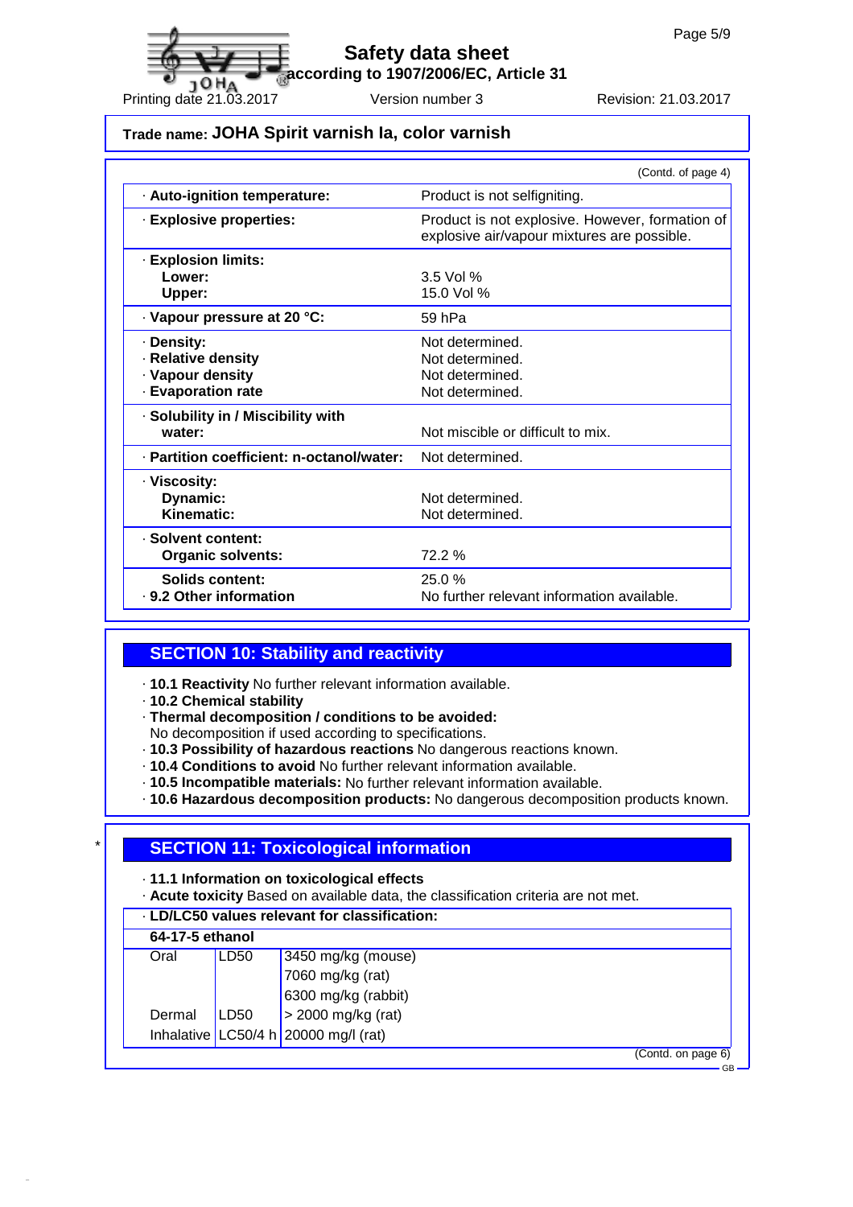**Trade name: JOHA Spirit varnish la, color varnish**

(Contd. of page 4)

| | |
|---|---|
| · **Auto-ignition temperature:** | Product is not selfigniting. |
| · **Explosive properties:** | Product is not explosive. However, formation of explosive air/vapour mixtures are possible. |
| · **Explosion limits:** | |
| **Lower:** | 3.5 Vol % |
| **Upper:** | 15.0 Vol % |
| · **Vapour pressure at 20 °C:** | 59 hPa |
| · **Density:** | Not determined. |
| · **Relative density** | Not determined. |
| · **Vapour density** | Not determined. |
| · **Evaporation rate** | Not determined. |
| · **Solubility in / Miscibility with water:** | Not miscible or difficult to mix. |
| · **Partition coefficient: n-octanol/water:** | Not determined. |
| · **Viscosity:** | |
| **Dynamic:** | Not determined. |
| **Kinematic:** | Not determined. |
| · **Solvent content:** | |
| **Organic solvents:** | 72.2 % |
| **Solids content:** | 25.0 % |
| · **9.2 Other information** | No further relevant information available. |

## SECTION 10: Stability and reactivity

· **10.1 Reactivity** No further relevant information available.
· **10.2 Chemical stability**
· **Thermal decomposition / conditions to be avoided:**
No decomposition if used according to specifications.
· **10.3 Possibility of hazardous reactions** No dangerous reactions known.
· **10.4 Conditions to avoid** No further relevant information available.
· **10.5 Incompatible materials:** No further relevant information available.
· **10.6 Hazardous decomposition products:** No dangerous decomposition products known.

## * SECTION 11: Toxicological information

· **11.1 Information on toxicological effects**
· **Acute toxicity** Based on available data, the classification criteria are not met.

· **LD/LC50 values relevant for classification:**

| | | |
|---|---|---|
| **64-17-5 ethanol** | | |
| Oral | LD50 | 3450 mg/kg (mouse) |
| | | 7060 mg/kg (rat) |
| | | 6300 mg/kg (rabbit) |
| Dermal | LD50 | > 2000 mg/kg (rat) |
| Inhalative | LC50/4 h | 20000 mg/l (rat) |

(Contd. on page 6)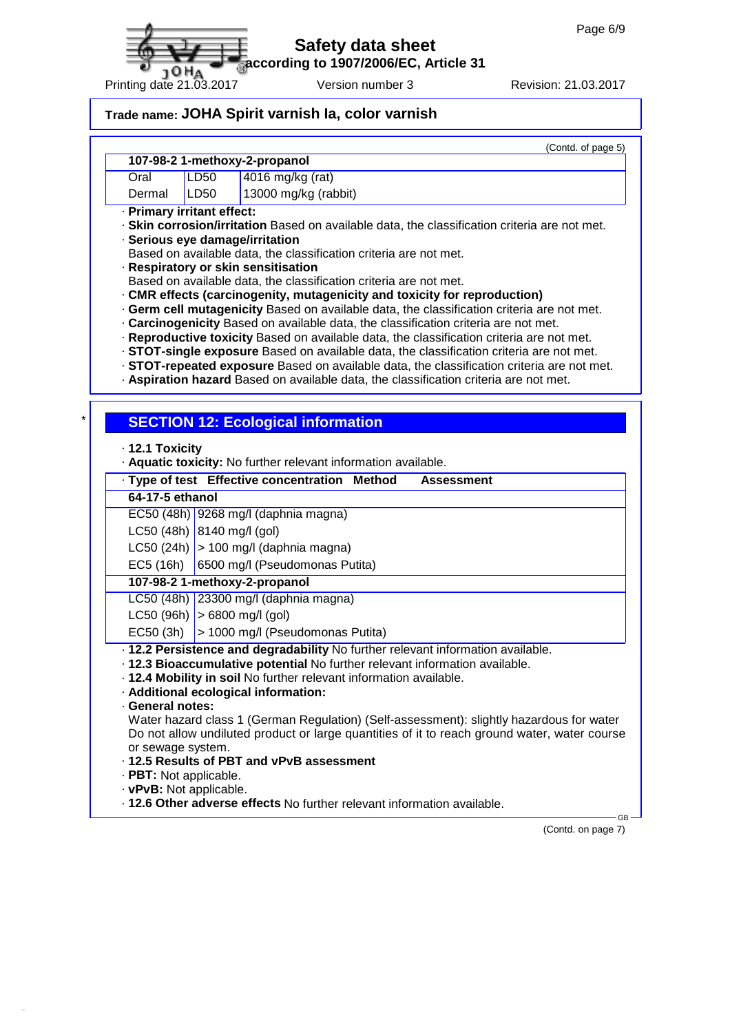Trade name: **JOHA Spirit varnish Ia, color varnish**

(Contd. of page 5)

| 107-98-2 1-methoxy-2-propanol | | |
|---|---|---|
| Oral | LD50 | 4016 mg/kg (rat) |
| Dermal | LD50 | 13000 mg/kg (rabbit) |

· **Primary irritant effect:**
· **Skin corrosion/irritation** Based on available data, the classification criteria are not met.
· **Serious eye damage/irritation**
Based on available data, the classification criteria are not met.
· **Respiratory or skin sensitisation**
Based on available data, the classification criteria are not met.
· **CMR effects (carcinogenity, mutagenicity and toxicity for reproduction)**
· **Germ cell mutagenicity** Based on available data, the classification criteria are not met.
· **Carcinogenicity** Based on available data, the classification criteria are not met.
· **Reproductive toxicity** Based on available data, the classification criteria are not met.
· **STOT-single exposure** Based on available data, the classification criteria are not met.
· **STOT-repeated exposure** Based on available data, the classification criteria are not met.
· **Aspiration hazard** Based on available data, the classification criteria are not met.

## * SECTION 12: Ecological information

· **12.1 Toxicity**
· **Aquatic toxicity:** No further relevant information available.

| · Type of test | Effective concentration | Method | Assessment |
|---|---|---|---|
| **64-17-5 ethanol** | | | |
| EC50 (48h) | 9268 mg/l (daphnia magna) | | |
| LC50 (48h) | 8140 mg/l (gol) | | |
| LC50 (24h) | > 100 mg/l (daphnia magna) | | |
| EC5 (16h) | 6500 mg/l (Pseudomonas Putita) | | |
| **107-98-2 1-methoxy-2-propanol** | | | |
| LC50 (48h) | 23300 mg/l (daphnia magna) | | |
| LC50 (96h) | > 6800 mg/l (gol) | | |
| EC50 (3h) | > 1000 mg/l (Pseudomonas Putita) | | |

· **12.2 Persistence and degradability** No further relevant information available.
· **12.3 Bioaccumulative potential** No further relevant information available.
· **12.4 Mobility in soil** No further relevant information available.
· **Additional ecological information:**
· **General notes:**
Water hazard class 1 (German Regulation) (Self-assessment): slightly hazardous for water
Do not allow undiluted product or large quantities of it to reach ground water, water course or sewage system.
· **12.5 Results of PBT and vPvB assessment**
· **PBT:** Not applicable.
· **vPvB:** Not applicable.
· **12.6 Other adverse effects** No further relevant information available.

(Contd. on page 7)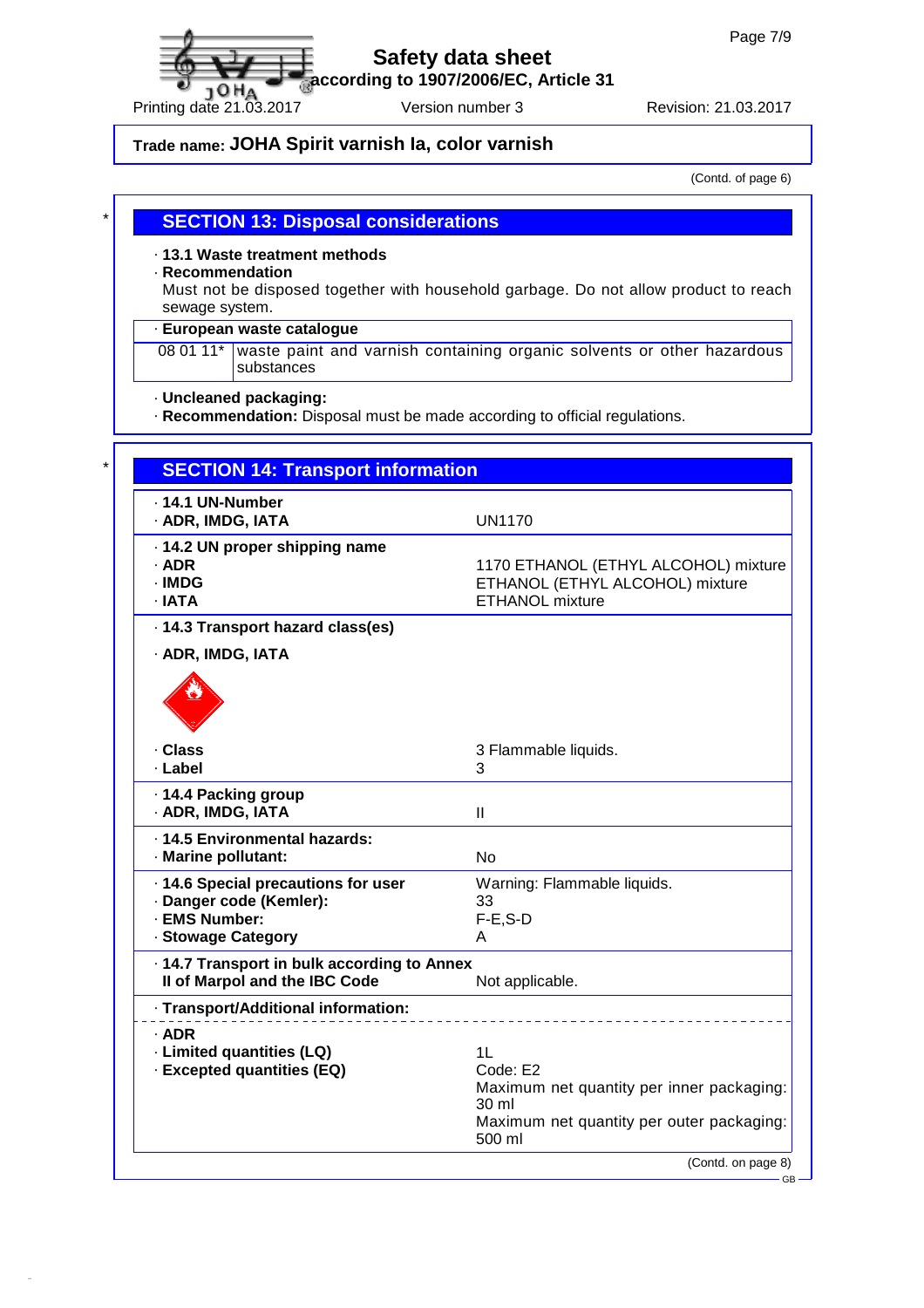**Trade name: JOHA Spirit varnish Ia, color varnish**

(Contd. of page 6)

## SECTION 13: Disposal considerations

· **13.1 Waste treatment methods**
· **Recommendation**
Must not be disposed together with household garbage. Do not allow product to reach sewage system.

· **European waste catalogue**

| | |
|---|---|
| 08 01 11* | waste paint and varnish containing organic solvents or other hazardous substances |

· **Uncleaned packaging:**
· **Recommendation:** Disposal must be made according to official regulations.

## SECTION 14: Transport information

| | |
|---|---|
| · **14.1 UN-Number** | |
| · **ADR, IMDG, IATA** | UN1170 |
| · **14.2 UN proper shipping name** | |
| · **ADR** | 1170 ETHANOL (ETHYL ALCOHOL) mixture |
| · **IMDG** | ETHANOL (ETHYL ALCOHOL) mixture |
| · **IATA** | ETHANOL mixture |
| · **14.3 Transport hazard class(es)** | |
| · **ADR, IMDG, IATA** | |
| · **Class** | 3 Flammable liquids. |
| · **Label** | 3 |
| · **14.4 Packing group** | |
| · **ADR, IMDG, IATA** | II |
| · **14.5 Environmental hazards:** | |
| · **Marine pollutant:** | No |
| · **14.6 Special precautions for user** | Warning: Flammable liquids. |
| · **Danger code (Kemler):** | 33 |
| · **EMS Number:** | F-E,S-D |
| · **Stowage Category** | A |
| · **14.7 Transport in bulk according to Annex II of Marpol and the IBC Code** | Not applicable. |
| · **Transport/Additional information:** | |
| · **ADR** | |
| · **Limited quantities (LQ)** | 1L |
| · **Excepted quantities (EQ)** | Code: E2<br>Maximum net quantity per inner packaging: 30 ml<br>Maximum net quantity per outer packaging: 500 ml |

(Contd. on page 8)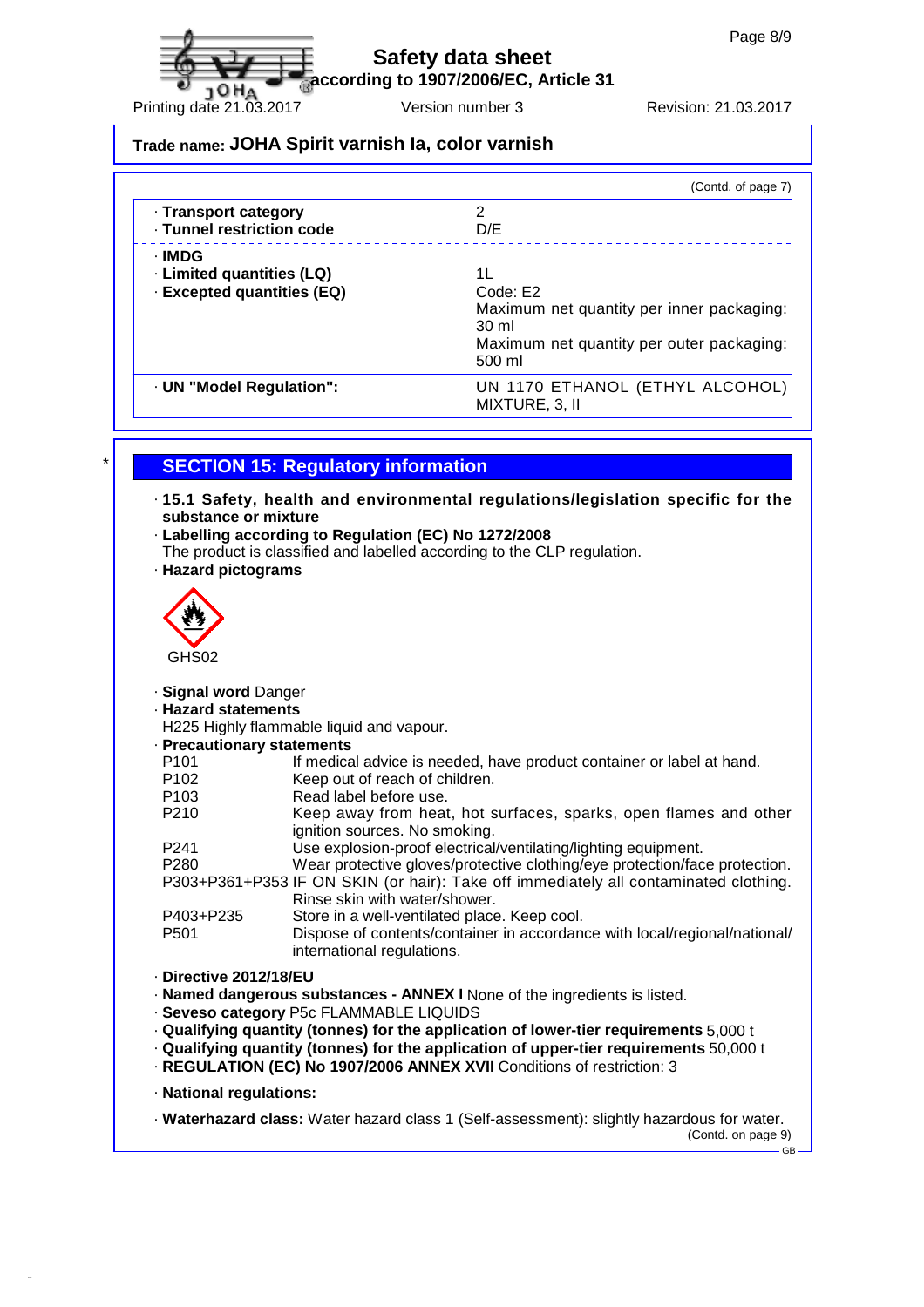Trade name: **JOHA Spirit varnish la, color varnish**

(Contd. of page 7)

| | |
|---|---|
| · **Transport category** | 2 |
| · **Tunnel restriction code** | D/E |
| · **IMDG** | |
| · **Limited quantities (LQ)** | 1L |
| · **Excepted quantities (EQ)** | Code: E2<br>Maximum net quantity per inner packaging: 30 ml<br>Maximum net quantity per outer packaging: 500 ml |
| · **UN "Model Regulation":** | UN 1170 ETHANOL (ETHYL ALCOHOL) MIXTURE, 3, II |

## SECTION 15: Regulatory information

· **15.1 Safety, health and environmental regulations/legislation specific for the substance or mixture**

· **Labelling according to Regulation (EC) No 1272/2008**
The product is classified and labelled according to the CLP regulation.

· **Hazard pictograms**

GHS02

· **Signal word** Danger

· **Hazard statements**
H225 Highly flammable liquid and vapour.

· **Precautionary statements**

| | |
|---|---|
| P101 | If medical advice is needed, have product container or label at hand. |
| P102 | Keep out of reach of children. |
| P103 | Read label before use. |
| P210 | Keep away from heat, hot surfaces, sparks, open flames and other ignition sources. No smoking. |
| P241 | Use explosion-proof electrical/ventilating/lighting equipment. |
| P280 | Wear protective gloves/protective clothing/eye protection/face protection. |
| P303+P361+P353 | IF ON SKIN (or hair): Take off immediately all contaminated clothing. Rinse skin with water/shower. |
| P403+P235 | Store in a well-ventilated place. Keep cool. |
| P501 | Dispose of contents/container in accordance with local/regional/national/international regulations. |

· **Directive 2012/18/EU**
· **Named dangerous substances - ANNEX I** None of the ingredients is listed.
· **Seveso category** P5c FLAMMABLE LIQUIDS
· **Qualifying quantity (tonnes) for the application of lower-tier requirements** 5,000 t
· **Qualifying quantity (tonnes) for the application of upper-tier requirements** 50,000 t
· **REGULATION (EC) No 1907/2006 ANNEX XVII** Conditions of restriction: 3

· **National regulations:**

· **Waterhazard class:** Water hazard class 1 (Self-assessment): slightly hazardous for water.

(Contd. on page 9)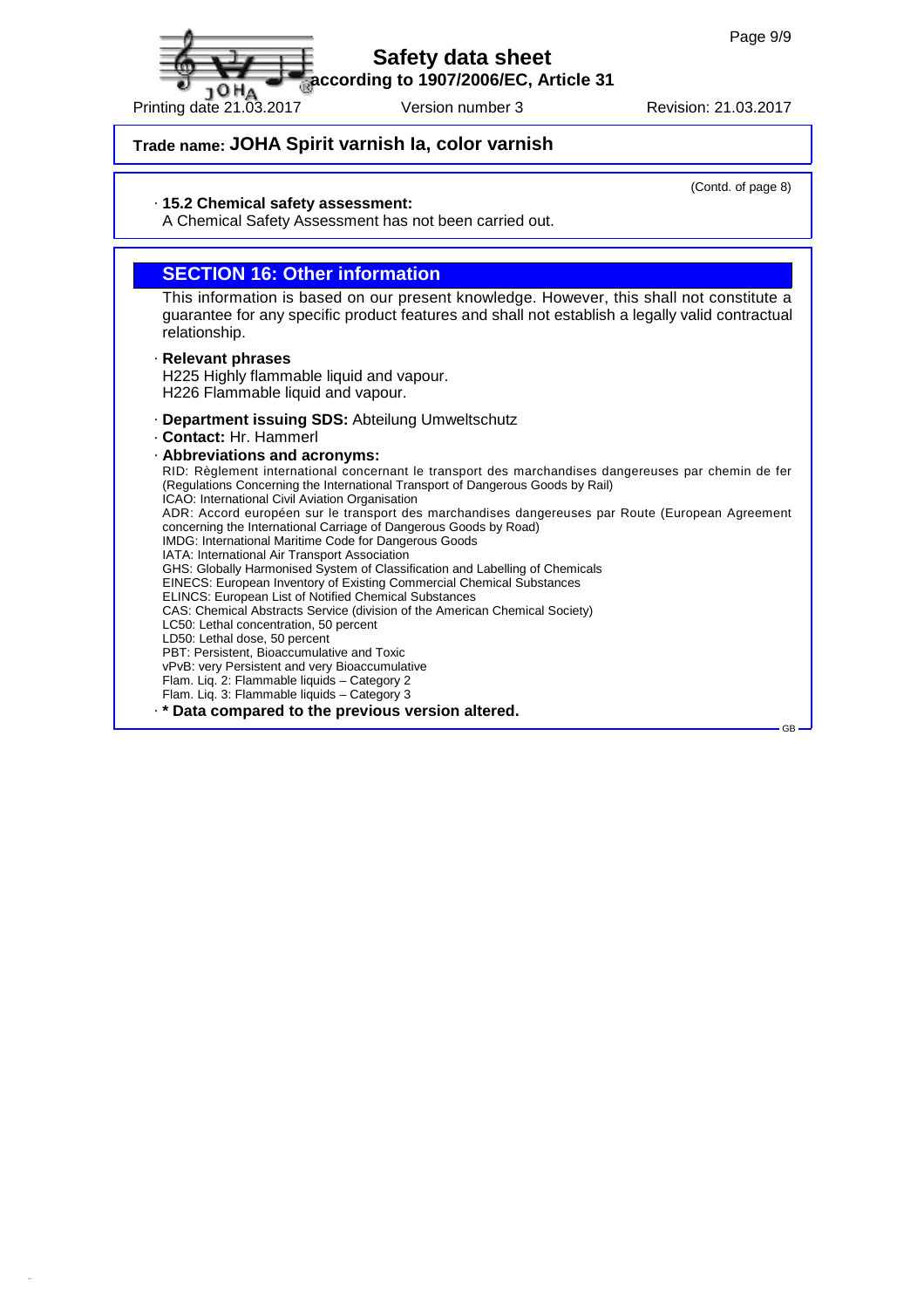## Trade name: JOHA Spirit varnish Ia, color varnish

(Contd. of page 8)

· **15.2 Chemical safety assessment:**
A Chemical Safety Assessment has not been carried out.

## SECTION 16: Other information

This information is based on our present knowledge. However, this shall not constitute a guarantee for any specific product features and shall not establish a legally valid contractual relationship.

· **Relevant phrases**
H225 Highly flammable liquid and vapour.
H226 Flammable liquid and vapour.

· **Department issuing SDS:** Abteilung Umweltschutz
· **Contact:** Hr. Hammerl
· **Abbreviations and acronyms:**
RID: Règlement international concernant le transport des marchandises dangereuses par chemin de fer (Regulations Concerning the International Transport of Dangerous Goods by Rail)
ICAO: International Civil Aviation Organisation
ADR: Accord européen sur le transport des marchandises dangereuses par Route (European Agreement concerning the International Carriage of Dangerous Goods by Road)
IMDG: International Maritime Code for Dangerous Goods
IATA: International Air Transport Association
GHS: Globally Harmonised System of Classification and Labelling of Chemicals
EINECS: European Inventory of Existing Commercial Chemical Substances
ELINCS: European List of Notified Chemical Substances
CAS: Chemical Abstracts Service (division of the American Chemical Society)
LC50: Lethal concentration, 50 percent
LD50: Lethal dose, 50 percent
PBT: Persistent, Bioaccumulative and Toxic
vPvB: very Persistent and very Bioaccumulative
Flam. Liq. 2: Flammable liquids – Category 2
Flam. Liq. 3: Flammable liquids – Category 3

· **\* Data compared to the previous version altered.**